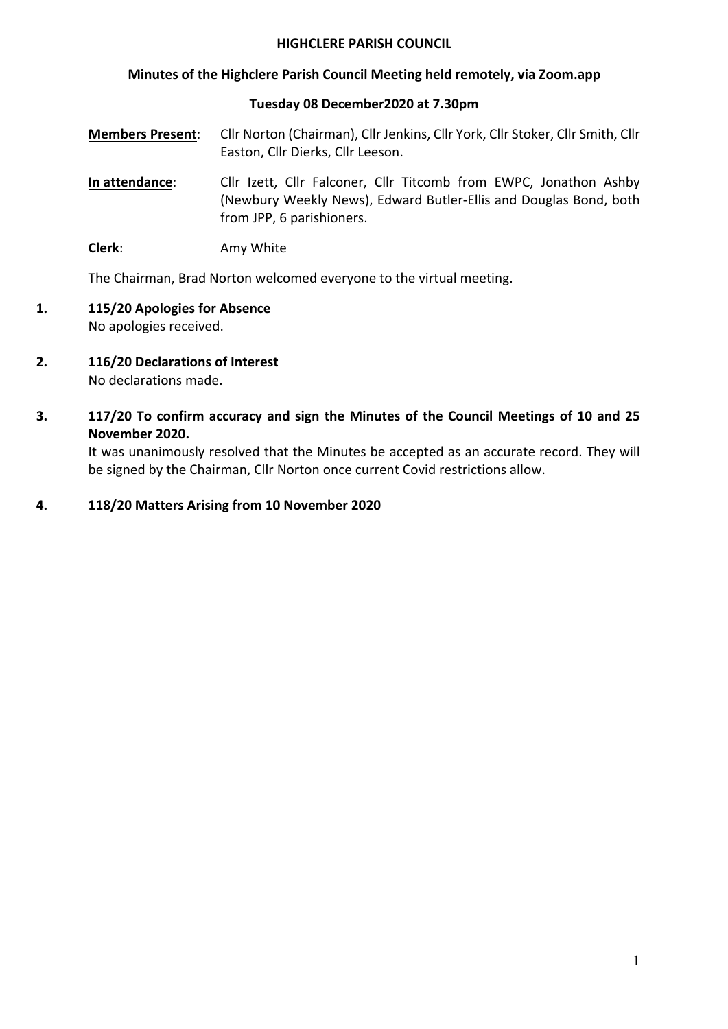**HIGHCLERE PARISH COUNCIL**

**Minutes of the Highclere Parish Council Meeting held remotely, via Zoom.app**

**Tuesday 08 December2020 at 7.30pm**

**Members Present**: Cllr Norton (Chairman), Cllr Jenkins, Cllr York, Cllr Stoker, Cllr Smith, Cllr Easton, Cllr Dierks, Cllr Leeson.

**In attendance**: Cllr Izett, Cllr Falconer, Cllr Titcomb from EWPC, Jonathon Ashby (Newbury Weekly News), Edward Butler-Ellis and Douglas Bond, both from JPP, 6 parishioners.

**Clerk**: Amy White

The Chairman, Brad Norton welcomed everyone to the virtual meeting.

1. **115/20 Apologies for Absence**
   No apologies received.

2. **116/20 Declarations of Interest**
   No declarations made.

3. **117/20 To confirm accuracy and sign the Minutes of the Council Meetings of 10 and 25 November 2020.**
   It was unanimously resolved that the Minutes be accepted as an accurate record. They will be signed by the Chairman, Cllr Norton once current Covid restrictions allow.

4. **118/20 Matters Arising from 10 November 2020**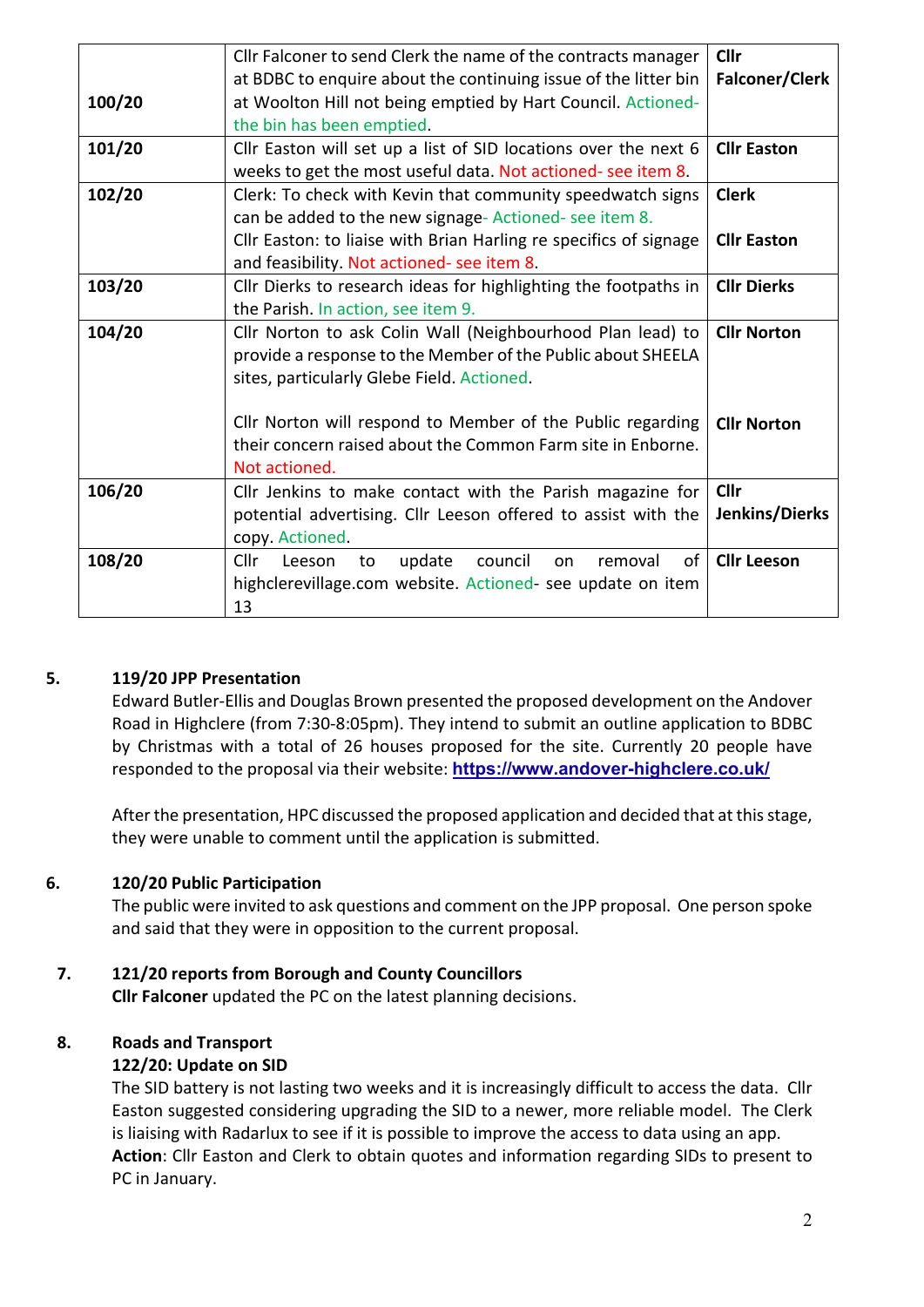| | | |
|---|---|---|
| 100/20 | Cllr Falconer to send Clerk the name of the contracts manager at BDBC to enquire about the continuing issue of the litter bin at Woolton Hill not being emptied by Hart Council. Actioned- the bin has been emptied. | Cllr Falconer/Clerk |
| 101/20 | Cllr Easton will set up a list of SID locations over the next 6 weeks to get the most useful data. Not actioned- see item 8. | Cllr Easton |
| 102/20 | Clerk: To check with Kevin that community speedwatch signs can be added to the new signage- Actioned- see item 8.<br>Cllr Easton: to liaise with Brian Harling re specifics of signage and feasibility. Not actioned- see item 8. | Clerk<br><br>Cllr Easton |
| 103/20 | Cllr Dierks to research ideas for highlighting the footpaths in the Parish. In action, see item 9. | Cllr Dierks |
| 104/20 | Cllr Norton to ask Colin Wall (Neighbourhood Plan lead) to provide a response to the Member of the Public about SHEELA sites, particularly Glebe Field. Actioned.<br><br>Cllr Norton will respond to Member of the Public regarding their concern raised about the Common Farm site in Enborne. Not actioned. | Cllr Norton<br><br>Cllr Norton |
| 106/20 | Cllr Jenkins to make contact with the Parish magazine for potential advertising. Cllr Leeson offered to assist with the copy. Actioned. | Cllr Jenkins/Dierks |
| 108/20 | Cllr Leeson to update council on removal of highclerevillage.com website. Actioned- see update on item 13 | Cllr Leeson |

**5. 119/20 JPP Presentation**

Edward Butler-Ellis and Douglas Brown presented the proposed development on the Andover Road in Highclere (from 7:30-8:05pm). They intend to submit an outline application to BDBC by Christmas with a total of 26 houses proposed for the site. Currently 20 people have responded to the proposal via their website: **https://www.andover-highclere.co.uk/**

After the presentation, HPC discussed the proposed application and decided that at this stage, they were unable to comment until the application is submitted.

**6. 120/20 Public Participation**

The public were invited to ask questions and comment on the JPP proposal. One person spoke and said that they were in opposition to the current proposal.

**7. 121/20 reports from Borough and County Councillors**

**Cllr Falconer** updated the PC on the latest planning decisions.

**8. Roads and Transport**

**122/20: Update on SID**

The SID battery is not lasting two weeks and it is increasingly difficult to access the data. Cllr Easton suggested considering upgrading the SID to a newer, more reliable model. The Clerk is liaising with Radarlux to see if it is possible to improve the access to data using an app.

**Action**: Cllr Easton and Clerk to obtain quotes and information regarding SIDs to present to PC in January.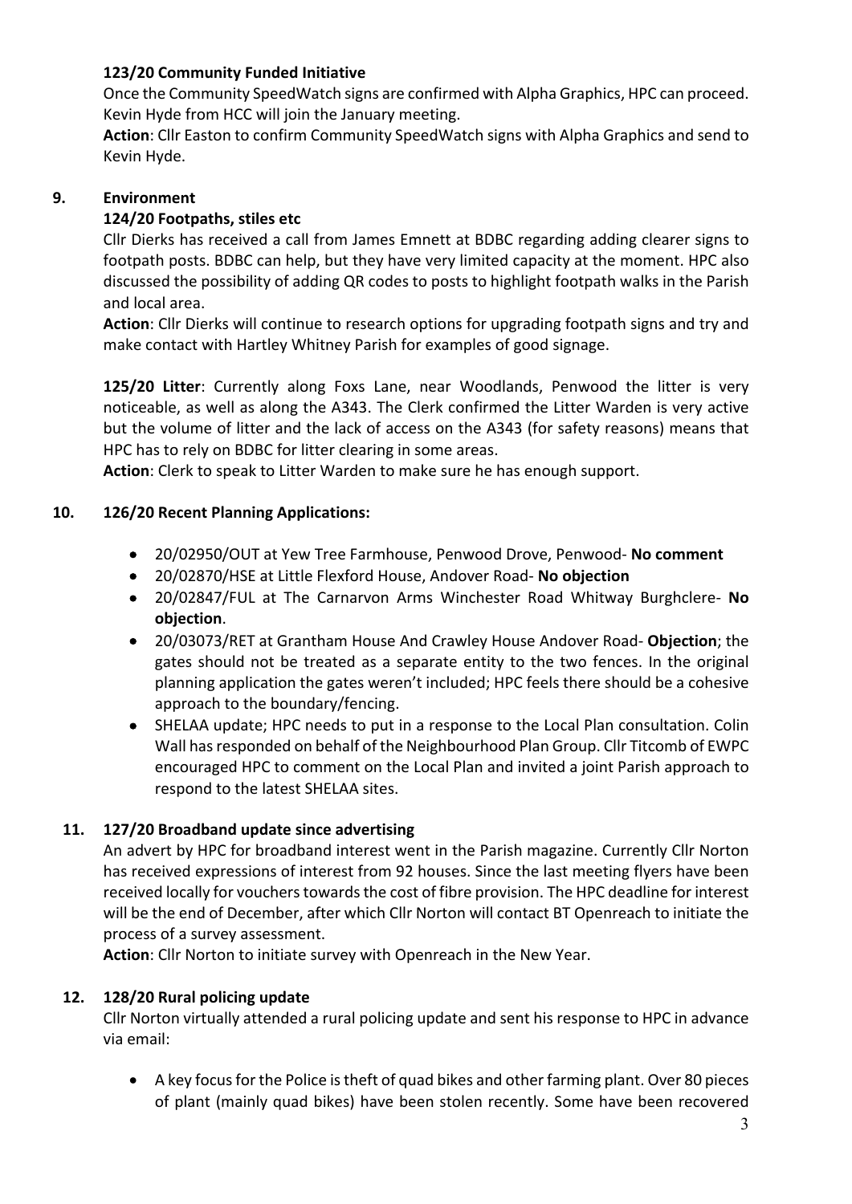**123/20 Community Funded Initiative**

Once the Community SpeedWatch signs are confirmed with Alpha Graphics, HPC can proceed. Kevin Hyde from HCC will join the January meeting.

**Action**: Cllr Easton to confirm Community SpeedWatch signs with Alpha Graphics and send to Kevin Hyde.

## 9. Environment

**124/20 Footpaths, stiles etc**

Cllr Dierks has received a call from James Emnett at BDBC regarding adding clearer signs to footpath posts. BDBC can help, but they have very limited capacity at the moment. HPC also discussed the possibility of adding QR codes to posts to highlight footpath walks in the Parish and local area.

**Action**: Cllr Dierks will continue to research options for upgrading footpath signs and try and make contact with Hartley Whitney Parish for examples of good signage.

**125/20 Litter**: Currently along Foxs Lane, near Woodlands, Penwood the litter is very noticeable, as well as along the A343. The Clerk confirmed the Litter Warden is very active but the volume of litter and the lack of access on the A343 (for safety reasons) means that HPC has to rely on BDBC for litter clearing in some areas.

**Action**: Clerk to speak to Litter Warden to make sure he has enough support.

## 10. 126/20 Recent Planning Applications:

- 20/02950/OUT at Yew Tree Farmhouse, Penwood Drove, Penwood- **No comment**
- 20/02870/HSE at Little Flexford House, Andover Road- **No objection**
- 20/02847/FUL at The Carnarvon Arms Winchester Road Whitway Burghclere- **No objection**.
- 20/03073/RET at Grantham House And Crawley House Andover Road- **Objection**; the gates should not be treated as a separate entity to the two fences. In the original planning application the gates weren't included; HPC feels there should be a cohesive approach to the boundary/fencing.
- SHELAA update; HPC needs to put in a response to the Local Plan consultation. Colin Wall has responded on behalf of the Neighbourhood Plan Group. Cllr Titcomb of EWPC encouraged HPC to comment on the Local Plan and invited a joint Parish approach to respond to the latest SHELAA sites.

## 11. 127/20 Broadband update since advertising

An advert by HPC for broadband interest went in the Parish magazine. Currently Cllr Norton has received expressions of interest from 92 houses. Since the last meeting flyers have been received locally for vouchers towards the cost of fibre provision. The HPC deadline for interest will be the end of December, after which Cllr Norton will contact BT Openreach to initiate the process of a survey assessment.

**Action**: Cllr Norton to initiate survey with Openreach in the New Year.

## 12. 128/20 Rural policing update

Cllr Norton virtually attended a rural policing update and sent his response to HPC in advance via email:

- A key focus for the Police is theft of quad bikes and other farming plant. Over 80 pieces of plant (mainly quad bikes) have been stolen recently. Some have been recovered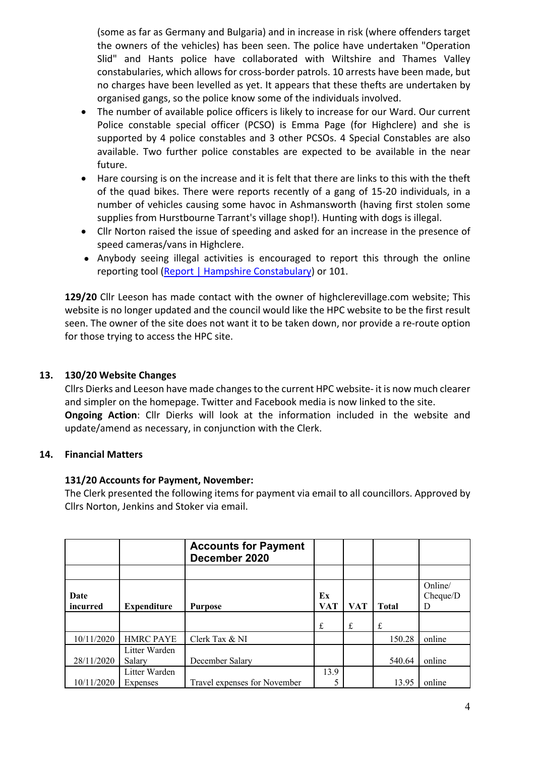(some as far as Germany and Bulgaria) and in increase in risk (where offenders target the owners of the vehicles) has been seen. The police have undertaken "Operation Slid" and Hants police have collaborated with Wiltshire and Thames Valley constabularies, which allows for cross-border patrols. 10 arrests have been made, but no charges have been levelled as yet. It appears that these thefts are undertaken by organised gangs, so the police know some of the individuals involved.

- The number of available police officers is likely to increase for our Ward. Our current Police constable special officer (PCSO) is Emma Page (for Highclere) and she is supported by 4 police constables and 3 other PCSOs. 4 Special Constables are also available. Two further police constables are expected to be available in the near future.
- Hare coursing is on the increase and it is felt that there are links to this with the theft of the quad bikes. There were reports recently of a gang of 15-20 individuals, in a number of vehicles causing some havoc in Ashmansworth (having first stolen some supplies from Hurstbourne Tarrant's village shop!). Hunting with dogs is illegal.
- Cllr Norton raised the issue of speeding and asked for an increase in the presence of speed cameras/vans in Highclere.
- Anybody seeing illegal activities is encouraged to report this through the online reporting tool (Report | Hampshire Constabulary) or 101.

**129/20** Cllr Leeson has made contact with the owner of highclerevillage.com website; This website is no longer updated and the council would like the HPC website to be the first result seen. The owner of the site does not want it to be taken down, nor provide a re-route option for those trying to access the HPC site.

## 13. 130/20 Website Changes

Cllrs Dierks and Leeson have made changes to the current HPC website- it is now much clearer and simpler on the homepage. Twitter and Facebook media is now linked to the site.
**Ongoing Action**: Cllr Dierks will look at the information included in the website and update/amend as necessary, in conjunction with the Clerk.

## 14. Financial Matters

### 131/20 Accounts for Payment, November:

The Clerk presented the following items for payment via email to all councillors. Approved by Cllrs Norton, Jenkins and Stoker via email.

| | | **Accounts for Payment December 2020** | | | | |
|---|---|---|---|---|---|---|
| | | | | | | |
| **Date incurred** | **Expenditure** | **Purpose** | **Ex VAT** | **VAT** | **Total** | Online/ Cheque/DD |
| | | | £ | £ | £ | |
| 10/11/2020 | HMRC PAYE | Clerk Tax & NI | | | 150.28 | online |
| 28/11/2020 | Litter Warden Salary | December Salary | | | 540.64 | online |
| 10/11/2020 | Litter Warden Expenses | Travel expenses for November | 13.95 | | 13.95 | online |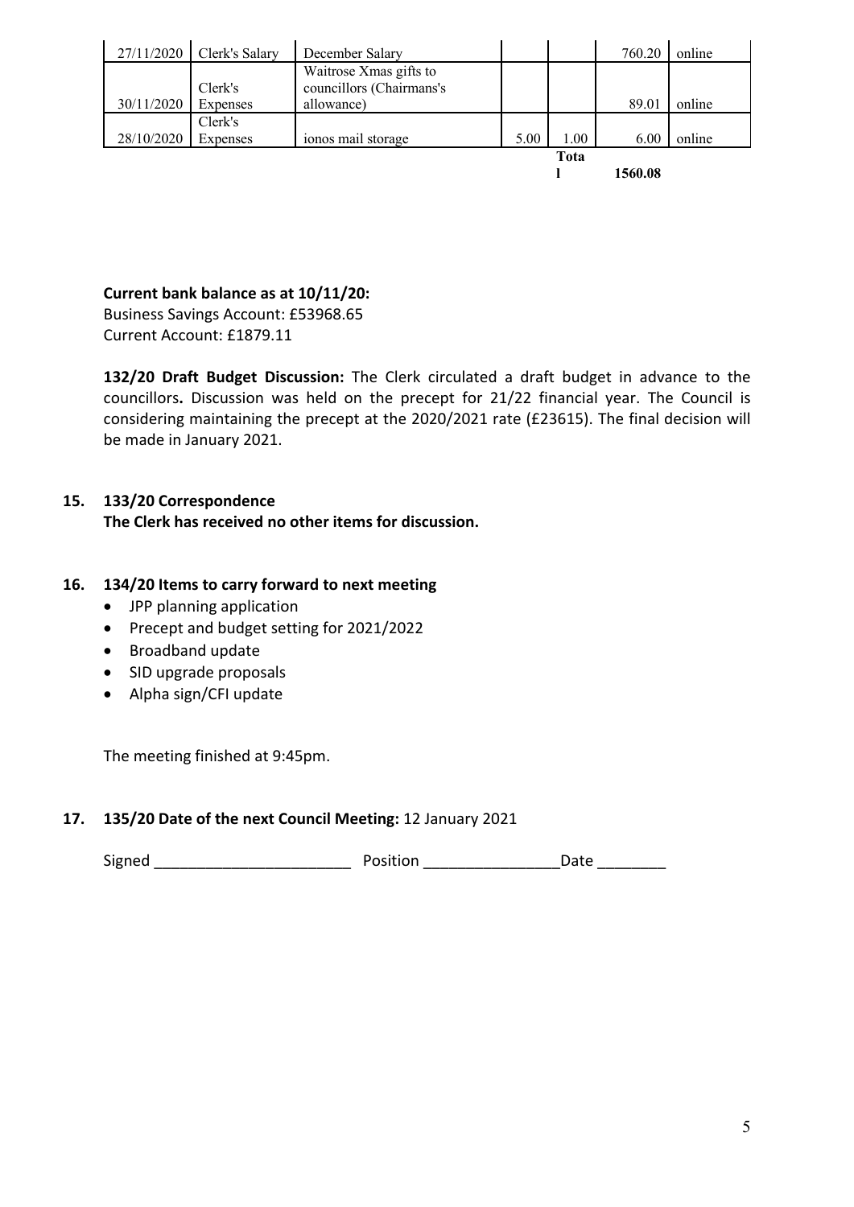| | | | | | | |
|---|---|---|---|---|---|---|
| 27/11/2020 | Clerk's Salary | December Salary | | | 760.20 | online |
| 30/11/2020 | Clerk's Expenses | Waitrose Xmas gifts to councillors (Chairmans's allowance) | | | 89.01 | online |
| 28/10/2020 | Clerk's Expenses | ionos mail storage | 5.00 | 1.00 | 6.00 | online |
| | | | | **Total** | **1560.08** | |

**Current bank balance as at 10/11/20:**
Business Savings Account: £53968.65
Current Account: £1879.11

**132/20 Draft Budget Discussion:** The Clerk circulated a draft budget in advance to the councillors**.** Discussion was held on the precept for 21/22 financial year. The Council is considering maintaining the precept at the 2020/2021 rate (£23615). The final decision will be made in January 2021.

**15. 133/20 Correspondence**
**The Clerk has received no other items for discussion.**

**16. 134/20 Items to carry forward to next meeting**

- JPP planning application
- Precept and budget setting for 2021/2022
- Broadband update
- SID upgrade proposals
- Alpha sign/CFI update

The meeting finished at 9:45pm.

**17. 135/20 Date of the next Council Meeting:** 12 January 2021

Signed _______________________ Position _______________Date ________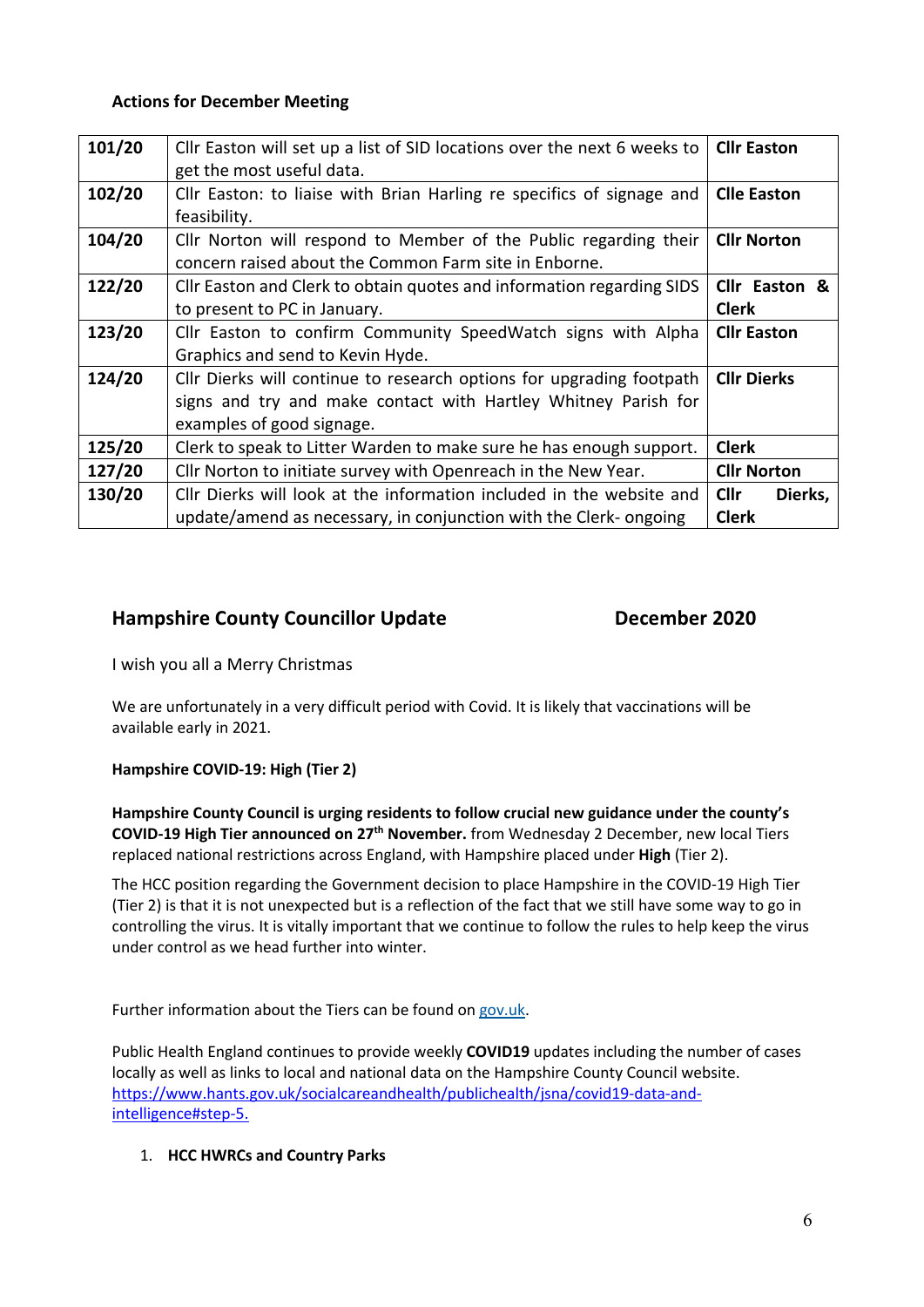**Actions for December Meeting**

| | | |
|---|---|---|
| **101/20** | Cllr Easton will set up a list of SID locations over the next 6 weeks to get the most useful data. | **Cllr Easton** |
| **102/20** | Cllr Easton: to liaise with Brian Harling re specifics of signage and feasibility. | **Clle Easton** |
| **104/20** | Cllr Norton will respond to Member of the Public regarding their concern raised about the Common Farm site in Enborne. | **Cllr Norton** |
| **122/20** | Cllr Easton and Clerk to obtain quotes and information regarding SIDS to present to PC in January. | **Cllr Easton & Clerk** |
| **123/20** | Cllr Easton to confirm Community SpeedWatch signs with Alpha Graphics and send to Kevin Hyde. | **Cllr Easton** |
| **124/20** | Cllr Dierks will continue to research options for upgrading footpath signs and try and make contact with Hartley Whitney Parish for examples of good signage. | **Cllr Dierks** |
| **125/20** | Clerk to speak to Litter Warden to make sure he has enough support. | **Clerk** |
| **127/20** | Cllr Norton to initiate survey with Openreach in the New Year. | **Cllr Norton** |
| **130/20** | Cllr Dierks will look at the information included in the website and update/amend as necessary, in conjunction with the Clerk- ongoing | **Cllr Dierks, Clerk** |

## Hampshire County Councillor Update December 2020

I wish you all a Merry Christmas

We are unfortunately in a very difficult period with Covid. It is likely that vaccinations will be available early in 2021.

**Hampshire COVID-19: High (Tier 2)**

**Hampshire County Council is urging residents to follow crucial new guidance under the county's COVID-19 High Tier announced on 27th November.** from Wednesday 2 December, new local Tiers replaced national restrictions across England, with Hampshire placed under **High** (Tier 2).

The HCC position regarding the Government decision to place Hampshire in the COVID-19 High Tier (Tier 2) is that it is not unexpected but is a reflection of the fact that we still have some way to go in controlling the virus. It is vitally important that we continue to follow the rules to help keep the virus under control as we head further into winter.

Further information about the Tiers can be found on gov.uk.

Public Health England continues to provide weekly **COVID19** updates including the number of cases locally as well as links to local and national data on the Hampshire County Council website. https://www.hants.gov.uk/socialcareandhealth/publichealth/jsna/covid19-data-and-intelligence#step-5.

1. **HCC HWRCs and Country Parks**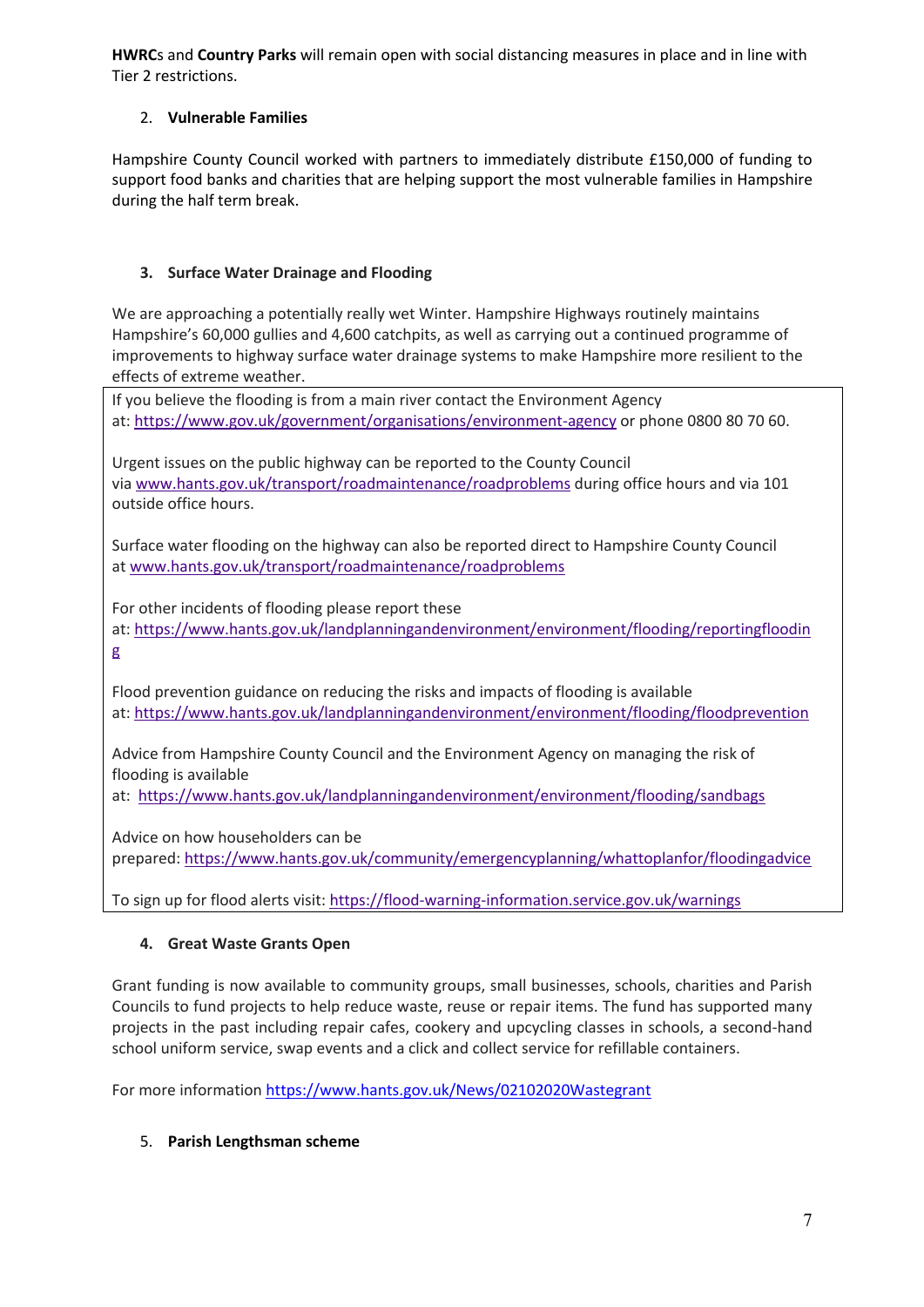**HWRC**s and **Country Parks** will remain open with social distancing measures in place and in line with Tier 2 restrictions.

2. **Vulnerable Families**

Hampshire County Council worked with partners to immediately distribute £150,000 of funding to support food banks and charities that are helping support the most vulnerable families in Hampshire during the half term break.

3. **Surface Water Drainage and Flooding**

We are approaching a potentially really wet Winter. Hampshire Highways routinely maintains Hampshire's 60,000 gullies and 4,600 catchpits, as well as carrying out a continued programme of improvements to highway surface water drainage systems to make Hampshire more resilient to the effects of extreme weather.

If you believe the flooding is from a main river contact the Environment Agency at: https://www.gov.uk/government/organisations/environment-agency or phone 0800 80 70 60.

Urgent issues on the public highway can be reported to the County Council via www.hants.gov.uk/transport/roadmaintenance/roadproblems during office hours and via 101 outside office hours.

Surface water flooding on the highway can also be reported direct to Hampshire County Council at www.hants.gov.uk/transport/roadmaintenance/roadproblems

For other incidents of flooding please report these at: https://www.hants.gov.uk/landplanningandenvironment/environment/flooding/reportingflooding

Flood prevention guidance on reducing the risks and impacts of flooding is available at: https://www.hants.gov.uk/landplanningandenvironment/environment/flooding/floodprevention

Advice from Hampshire County Council and the Environment Agency on managing the risk of flooding is available at: https://www.hants.gov.uk/landplanningandenvironment/environment/flooding/sandbags

Advice on how householders can be prepared: https://www.hants.gov.uk/community/emergencyplanning/whattoplanfor/floodingadvice

To sign up for flood alerts visit: https://flood-warning-information.service.gov.uk/warnings

4. **Great Waste Grants Open**

Grant funding is now available to community groups, small businesses, schools, charities and Parish Councils to fund projects to help reduce waste, reuse or repair items. The fund has supported many projects in the past including repair cafes, cookery and upcycling classes in schools, a second-hand school uniform service, swap events and a click and collect service for refillable containers.

For more information https://www.hants.gov.uk/News/02102020Wastegrant

5. **Parish Lengthsman scheme**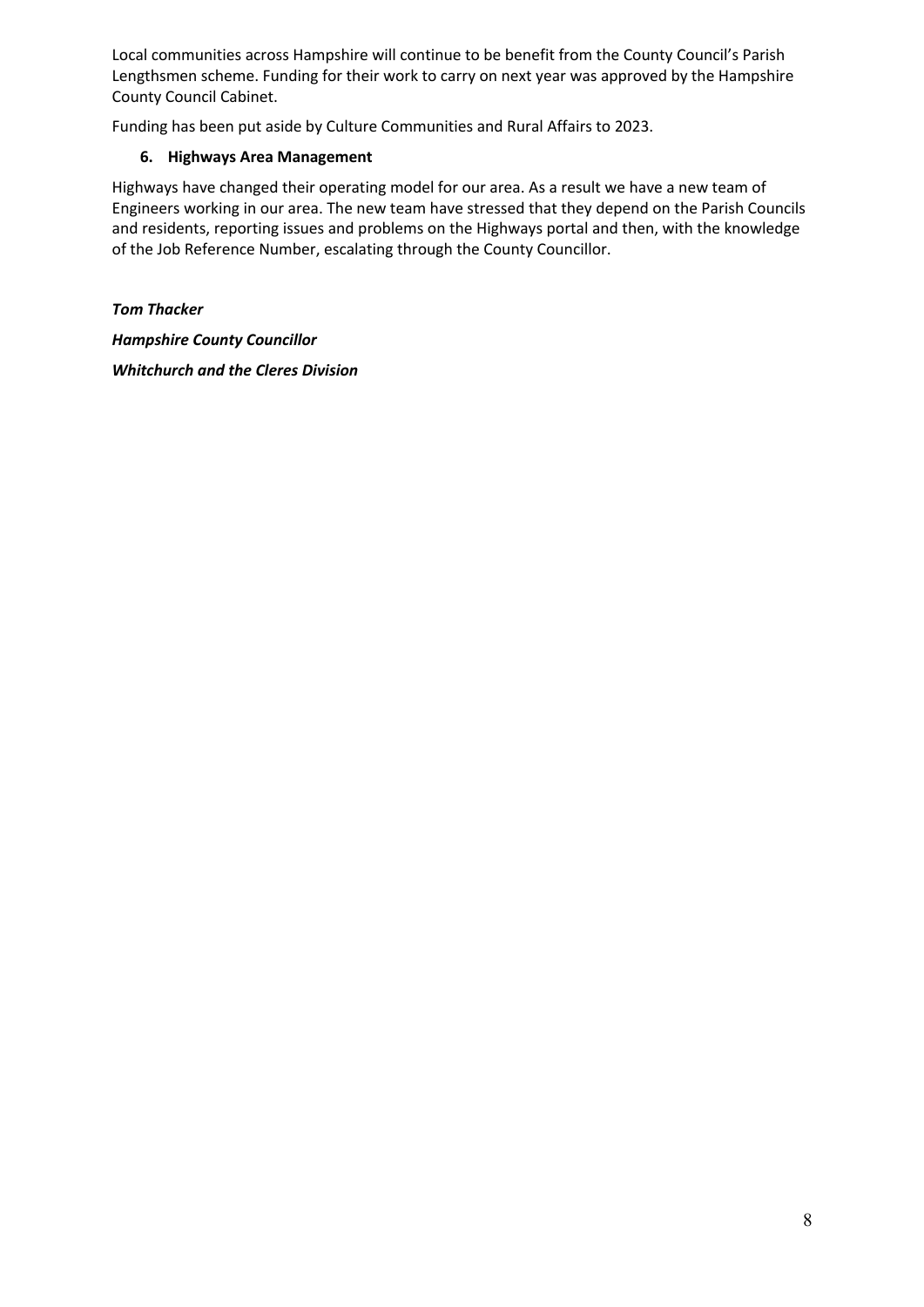Local communities across Hampshire will continue to be benefit from the County Council's Parish Lengthsmen scheme. Funding for their work to carry on next year was approved by the Hampshire County Council Cabinet.

Funding has been put aside by Culture Communities and Rural Affairs to 2023.

**6. Highways Area Management**

Highways have changed their operating model for our area. As a result we have a new team of Engineers working in our area. The new team have stressed that they depend on the Parish Councils and residents, reporting issues and problems on the Highways portal and then, with the knowledge of the Job Reference Number, escalating through the County Councillor.

***Tom Thacker***

***Hampshire County Councillor***

***Whitchurch and the Cleres Division***